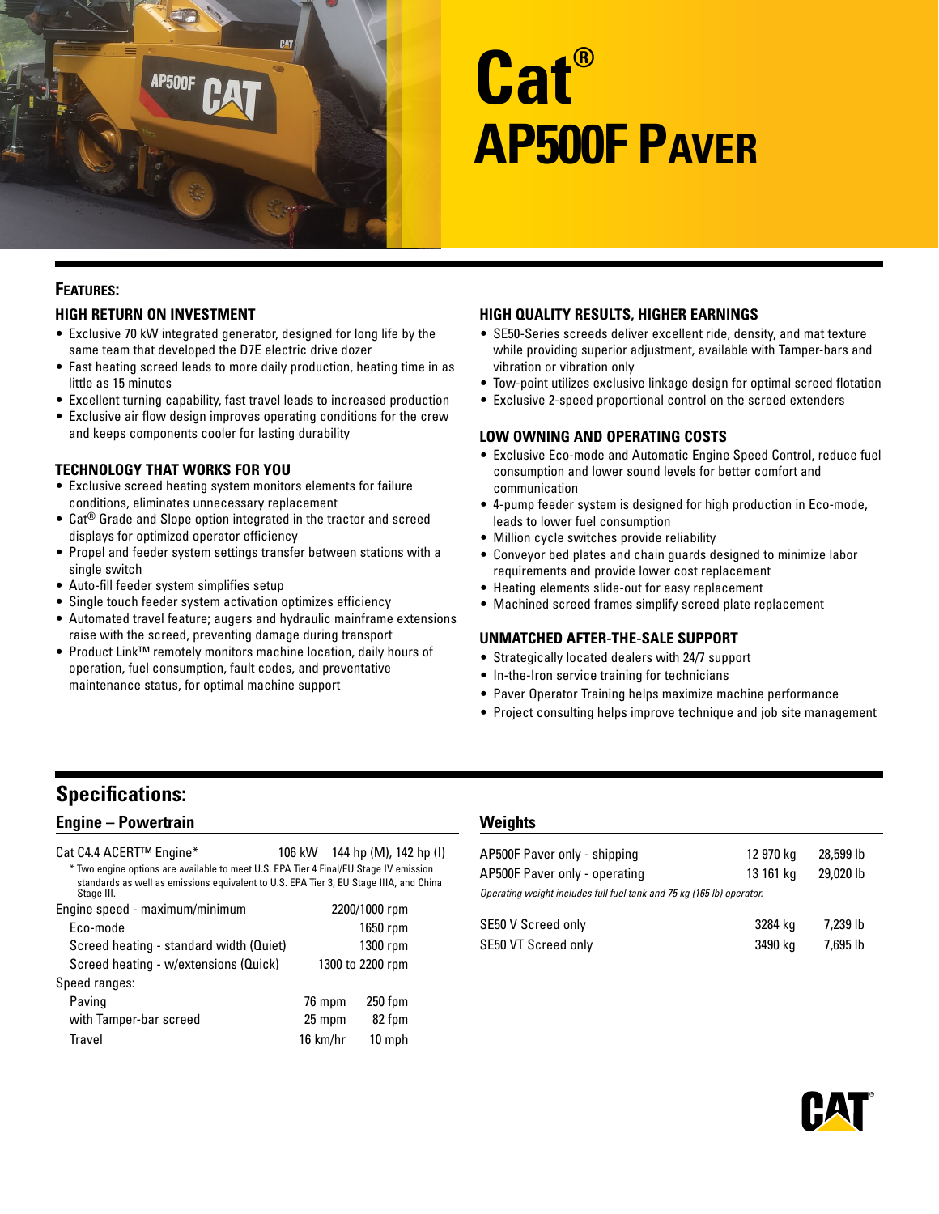# Cat® AP500F Paver

## Features:

### HIGH RETURN ON INVESTMENT

- Exclusive 70 kW integrated generator, designed for long life by the same team that developed the D7E electric drive dozer
- Fast heating screed leads to more daily production, heating time in as little as 15 minutes
- Excellent turning capability, fast travel leads to increased production
- Exclusive air flow design improves operating conditions for the crew and keeps components cooler for lasting durability

### TECHNOLOGY THAT WORKS FOR YOU

- Exclusive screed heating system monitors elements for failure conditions, eliminates unnecessary replacement
- Cat® Grade and Slope option integrated in the tractor and screed displays for optimized operator efficiency
- Propel and feeder system settings transfer between stations with a single switch
- Auto-fill feeder system simplifies setup
- Single touch feeder system activation optimizes efficiency
- Automated travel feature; augers and hydraulic mainframe extensions raise with the screed, preventing damage during transport
- Product Link™ remotely monitors machine location, daily hours of operation, fuel consumption, fault codes, and preventative maintenance status, for optimal machine support

### HIGH QUALITY RESULTS, HIGHER EARNINGS

- SE50-Series screeds deliver excellent ride, density, and mat texture while providing superior adjustment, available with Tamper-bars and vibration or vibration only
- Tow-point utilizes exclusive linkage design for optimal screed flotation
- Exclusive 2-speed proportional control on the screed extenders

### LOW OWNING AND OPERATING COSTS

- Exclusive Eco-mode and Automatic Engine Speed Control, reduce fuel consumption and lower sound levels for better comfort and communication
- 4-pump feeder system is designed for high production in Eco-mode, leads to lower fuel consumption
- Million cycle switches provide reliability
- Conveyor bed plates and chain guards designed to minimize labor requirements and provide lower cost replacement
- Heating elements slide-out for easy replacement
- Machined screed frames simplify screed plate replacement

### UNMATCHED AFTER-THE-SALE SUPPORT

- Strategically located dealers with 24/7 support
- In-the-Iron service training for technicians
- Paver Operator Training helps maximize machine performance
- Project consulting helps improve technique and job site management

## Specifications:

### Engine – Powertrain

| | | |
|---|---|---|
| Cat C4.4 ACERT™ Engine* | 106 kW | 144 hp (M), 142 hp (I) |

\* Two engine options are available to meet U.S. EPA Tier 4 Final/EU Stage IV emission standards as well as emissions equivalent to U.S. EPA Tier 3, EU Stage IIIA, and China Stage III.

| | | |
|---|---|---|
| Engine speed - maximum/minimum | 2200/1000 rpm | |
| Eco-mode | 1650 rpm | |
| Screed heating - standard width (Quiet) | 1300 rpm | |
| Screed heating - w/extensions (Quick) | 1300 to 2200 rpm | |
| Speed ranges: | | |
| Paving | 76 mpm | 250 fpm |
| with Tamper-bar screed | 25 mpm | 82 fpm |
| Travel | 16 km/hr | 10 mph |

### Weights

| | | |
|---|---|---|
| AP500F Paver only - shipping | 12 970 kg | 28,599 lb |
| AP500F Paver only - operating | 13 161 kg | 29,020 lb |

*Operating weight includes full fuel tank and 75 kg (165 lb) operator.*

| | | |
|---|---|---|
| SE50 V Screed only | 3284 kg | 7,239 lb |
| SE50 VT Screed only | 3490 kg | 7,695 lb |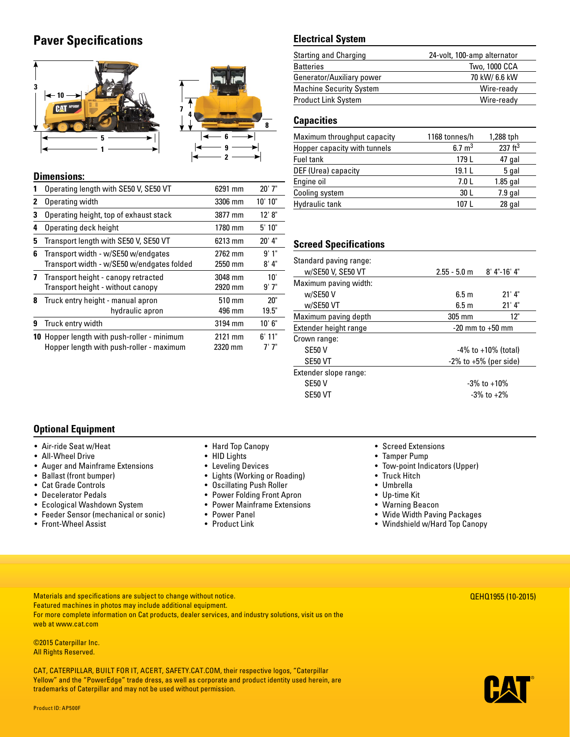## Paver Specifications

### Dimensions:

| | | | |
|---|---|---|---|
| 1 | Operating length with SE50 V, SE50 VT | 6291 mm | 20' 7" |
| 2 | Operating width | 3306 mm | 10' 10" |
| 3 | Operating height, top of exhaust stack | 3877 mm | 12' 8" |
| 4 | Operating deck height | 1780 mm | 5' 10" |
| 5 | Transport length with SE50 V, SE50 VT | 6213 mm | 20' 4" |
| 6 | Transport width - w/SE50 w/endgates | 2762 mm | 9' 1" |
| | Transport width - w/SE50 w/endgates folded | 2550 mm | 8' 4" |
| 7 | Transport height - canopy retracted | 3048 mm | 10' |
| | Transport height - without canopy | 2920 mm | 9' 7" |
| 8 | Truck entry height - manual apron | 510 mm | 20" |
| | hydraulic apron | 496 mm | 19.5" |
| 9 | Truck entry width | 3194 mm | 10' 6" |
| 10 | Hopper length with push-roller - minimum | 2121 mm | 6' 11" |
| | Hopper length with push-roller - maximum | 2320 mm | 7' 7" |

## Electrical System

| | |
|---|---|
| Starting and Charging | 24-volt, 100-amp alternator |
| Batteries | Two, 1000 CCA |
| Generator/Auxiliary power | 70 kW/ 6.6 kW |
| Machine Security System | Wire-ready |
| Product Link System | Wire-ready |

## Capacities

| | | |
|---|---|---|
| Maximum throughput capacity | 1168 tonnes/h | 1,288 tph |
| Hopper capacity with tunnels | 6.7 $m^3$ | 237 $ft^3$ |
| Fuel tank | 179 L | 47 gal |
| DEF (Urea) capacity | 19.1 L | 5 gal |
| Engine oil | 7.0 L | 1.85 gal |
| Cooling system | 30 L | 7.9 gal |
| Hydraulic tank | 107 L | 28 gal |

## Screed Specifications

| | | |
|---|---|---|
| Standard paving range: | | |
| w/SE50 V, SE50 VT | 2.55 - 5.0 m | 8' 4"-16' 4" |
| Maximum paving width: | | |
| w/SE50 V | 6.5 m | 21' 4" |
| w/SE50 VT | 6.5 m | 21' 4" |
| Maximum paving depth | 305 mm | 12" |
| Extender height range | -20 mm to +50 mm | |
| Crown range: | | |
| SE50 V | -4% to +10% (total) | |
| SE50 VT | -2% to +5% (per side) | |
| Extender slope range: | | |
| SE50 V | -3% to +10% | |
| SE50 VT | -3% to +2% | |

## Optional Equipment

- Air-ride Seat w/Heat
- All-Wheel Drive
- Auger and Mainframe Extensions
- Ballast (front bumper)
- Cat Grade Controls
- Decelerator Pedals
- Ecological Washdown System
- Feeder Sensor (mechanical or sonic)
- Front-Wheel Assist
- Hard Top Canopy
- HID Lights
- Leveling Devices
- Lights (Working or Roading)
- Oscillating Push Roller
- Power Folding Front Apron
- Power Mainframe Extensions
- Power Panel
- Product Link
- Screed Extensions
- Tamper Pump
- Tow-point Indicators (Upper)
- Truck Hitch
- Umbrella
- Up-time Kit
- Warning Beacon
- Wide Width Paving Packages
- Windshield w/Hard Top Canopy

Materials and specifications are subject to change without notice.
Featured machines in photos may include additional equipment.
For more complete information on Cat products, dealer services, and industry solutions, visit us on the web at www.cat.com

QEHQ1955 (10-2015)

©2015 Caterpillar Inc.
All Rights Reserved.

CAT, CATERPILLAR, BUILT FOR IT, ACERT, SAFETY.CAT.COM, their respective logos, “Caterpillar Yellow” and the “PowerEdge” trade dress, as well as corporate and product identity used herein, are trademarks of Caterpillar and may not be used without permission.

Product ID: AP500F